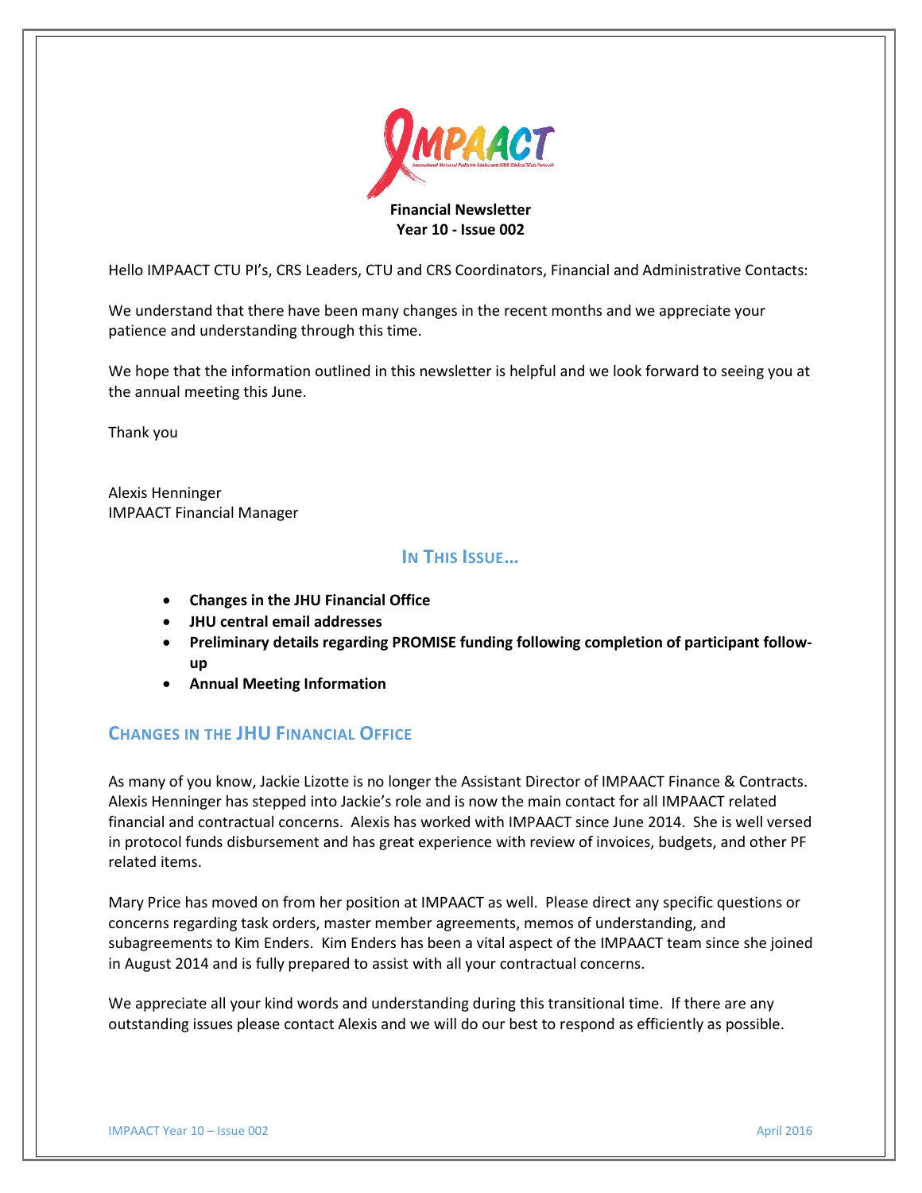**Financial Newsletter**
**Year 10 - Issue 002**

Hello IMPAACT CTU PI's, CRS Leaders, CTU and CRS Coordinators, Financial and Administrative Contacts:

We understand that there have been many changes in the recent months and we appreciate your patience and understanding through this time.

We hope that the information outlined in this newsletter is helpful and we look forward to seeing you at the annual meeting this June.

Thank you

Alexis Henninger
IMPAACT Financial Manager

## In This Issue...

- **Changes in the JHU Financial Office**
- **JHU central email addresses**
- **Preliminary details regarding PROMISE funding following completion of participant follow-up**
- **Annual Meeting Information**

## Changes in the JHU Financial Office

As many of you know, Jackie Lizotte is no longer the Assistant Director of IMPAACT Finance & Contracts. Alexis Henninger has stepped into Jackie's role and is now the main contact for all IMPAACT related financial and contractual concerns. Alexis has worked with IMPAACT since June 2014. She is well versed in protocol funds disbursement and has great experience with review of invoices, budgets, and other PF related items.

Mary Price has moved on from her position at IMPAACT as well. Please direct any specific questions or concerns regarding task orders, master member agreements, memos of understanding, and subagreements to Kim Enders. Kim Enders has been a vital aspect of the IMPAACT team since she joined in August 2014 and is fully prepared to assist with all your contractual concerns.

We appreciate all your kind words and understanding during this transitional time. If there are any outstanding issues please contact Alexis and we will do our best to respond as efficiently as possible.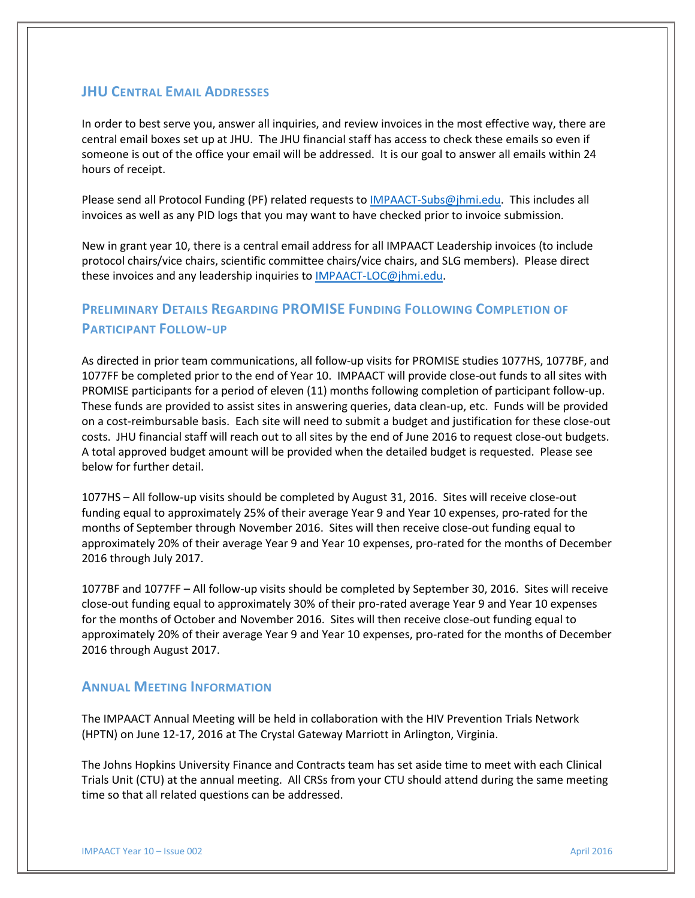## JHU Central Email Addresses

In order to best serve you, answer all inquiries, and review invoices in the most effective way, there are central email boxes set up at JHU. The JHU financial staff has access to check these emails so even if someone is out of the office your email will be addressed. It is our goal to answer all emails within 24 hours of receipt.

Please send all Protocol Funding (PF) related requests to IMPAACT-Subs@jhmi.edu. This includes all invoices as well as any PID logs that you may want to have checked prior to invoice submission.

New in grant year 10, there is a central email address for all IMPAACT Leadership invoices (to include protocol chairs/vice chairs, scientific committee chairs/vice chairs, and SLG members). Please direct these invoices and any leadership inquiries to IMPAACT-LOC@jhmi.edu.

## Preliminary Details Regarding PROMISE Funding Following Completion of Participant Follow-up

As directed in prior team communications, all follow-up visits for PROMISE studies 1077HS, 1077BF, and 1077FF be completed prior to the end of Year 10. IMPAACT will provide close-out funds to all sites with PROMISE participants for a period of eleven (11) months following completion of participant follow-up. These funds are provided to assist sites in answering queries, data clean-up, etc. Funds will be provided on a cost-reimbursable basis. Each site will need to submit a budget and justification for these close-out costs. JHU financial staff will reach out to all sites by the end of June 2016 to request close-out budgets. A total approved budget amount will be provided when the detailed budget is requested. Please see below for further detail.

1077HS – All follow-up visits should be completed by August 31, 2016. Sites will receive close-out funding equal to approximately 25% of their average Year 9 and Year 10 expenses, pro-rated for the months of September through November 2016. Sites will then receive close-out funding equal to approximately 20% of their average Year 9 and Year 10 expenses, pro-rated for the months of December 2016 through July 2017.

1077BF and 1077FF – All follow-up visits should be completed by September 30, 2016. Sites will receive close-out funding equal to approximately 30% of their pro-rated average Year 9 and Year 10 expenses for the months of October and November 2016. Sites will then receive close-out funding equal to approximately 20% of their average Year 9 and Year 10 expenses, pro-rated for the months of December 2016 through August 2017.

## Annual Meeting Information

The IMPAACT Annual Meeting will be held in collaboration with the HIV Prevention Trials Network (HPTN) on June 12-17, 2016 at The Crystal Gateway Marriott in Arlington, Virginia.

The Johns Hopkins University Finance and Contracts team has set aside time to meet with each Clinical Trials Unit (CTU) at the annual meeting. All CRSs from your CTU should attend during the same meeting time so that all related questions can be addressed.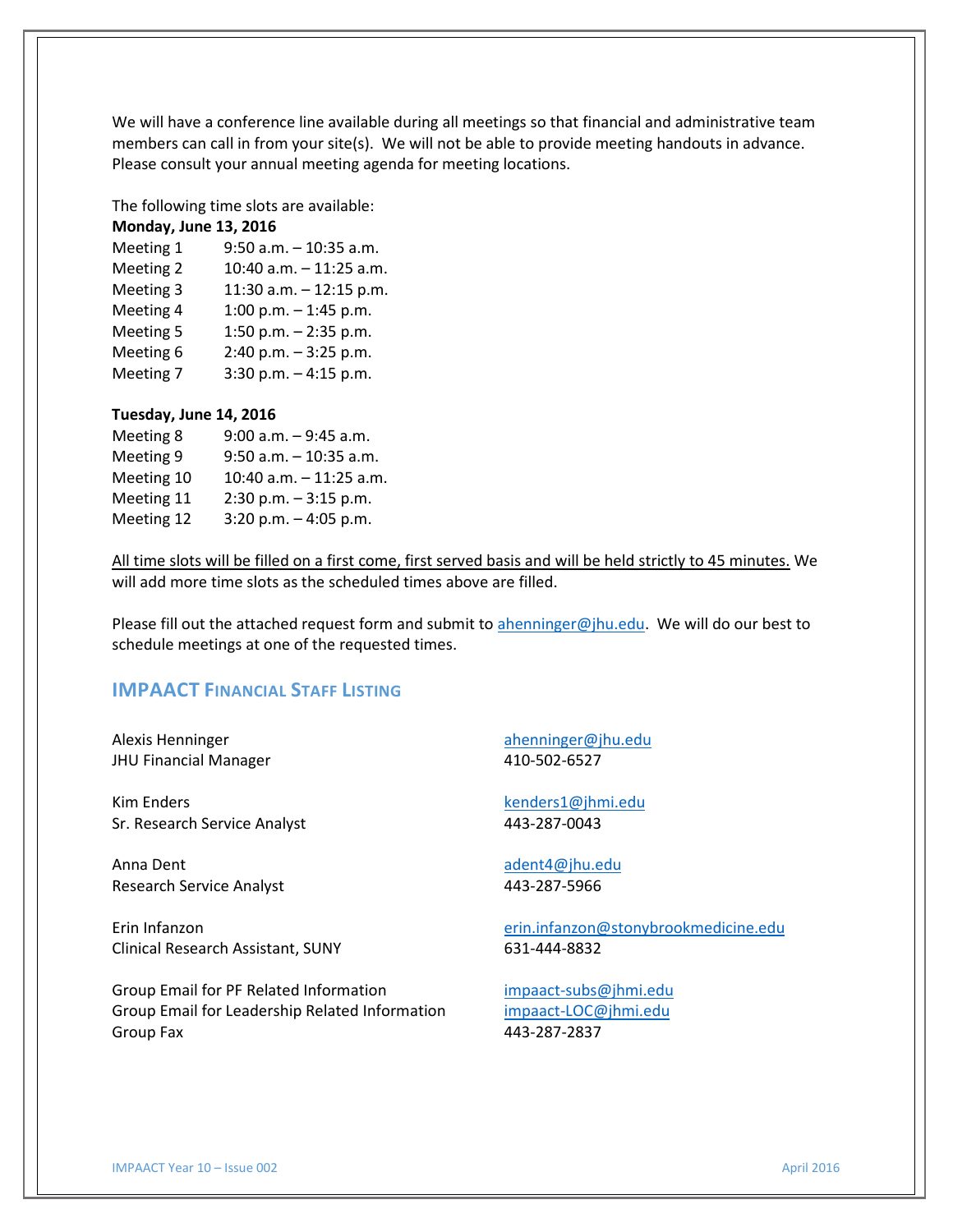We will have a conference line available during all meetings so that financial and administrative team members can call in from your site(s). We will not be able to provide meeting handouts in advance. Please consult your annual meeting agenda for meeting locations.

The following time slots are available:

**Monday, June 13, 2016**

| | |
|---|---|
| Meeting 1 | 9:50 a.m. – 10:35 a.m. |
| Meeting 2 | 10:40 a.m. – 11:25 a.m. |
| Meeting 3 | 11:30 a.m. – 12:15 p.m. |
| Meeting 4 | 1:00 p.m. – 1:45 p.m. |
| Meeting 5 | 1:50 p.m. – 2:35 p.m. |
| Meeting 6 | 2:40 p.m. – 3:25 p.m. |
| Meeting 7 | 3:30 p.m. – 4:15 p.m. |

**Tuesday, June 14, 2016**

| | |
|---|---|
| Meeting 8 | 9:00 a.m. – 9:45 a.m. |
| Meeting 9 | 9:50 a.m. – 10:35 a.m. |
| Meeting 10 | 10:40 a.m. – 11:25 a.m. |
| Meeting 11 | 2:30 p.m. – 3:15 p.m. |
| Meeting 12 | 3:20 p.m. – 4:05 p.m. |

<u>All time slots will be filled on a first come, first served basis and will be held strictly to 45 minutes.</u> We will add more time slots as the scheduled times above are filled.

Please fill out the attached request form and submit to ahenninger@jhu.edu. We will do our best to schedule meetings at one of the requested times.

## IMPAACT Financial Staff Listing

Alexis Henninger — ahenninger@jhu.edu
JHU Financial Manager — 410-502-6527

Kim Enders — kenders1@jhmi.edu
Sr. Research Service Analyst — 443-287-0043

Anna Dent — adent4@jhu.edu
Research Service Analyst — 443-287-5966

Erin Infanzon — erin.infanzon@stonybrookmedicine.edu
Clinical Research Assistant, SUNY — 631-444-8832

Group Email for PF Related Information — impaact-subs@jhmi.edu
Group Email for Leadership Related Information — impaact-LOC@jhmi.edu
Group Fax — 443-287-2837